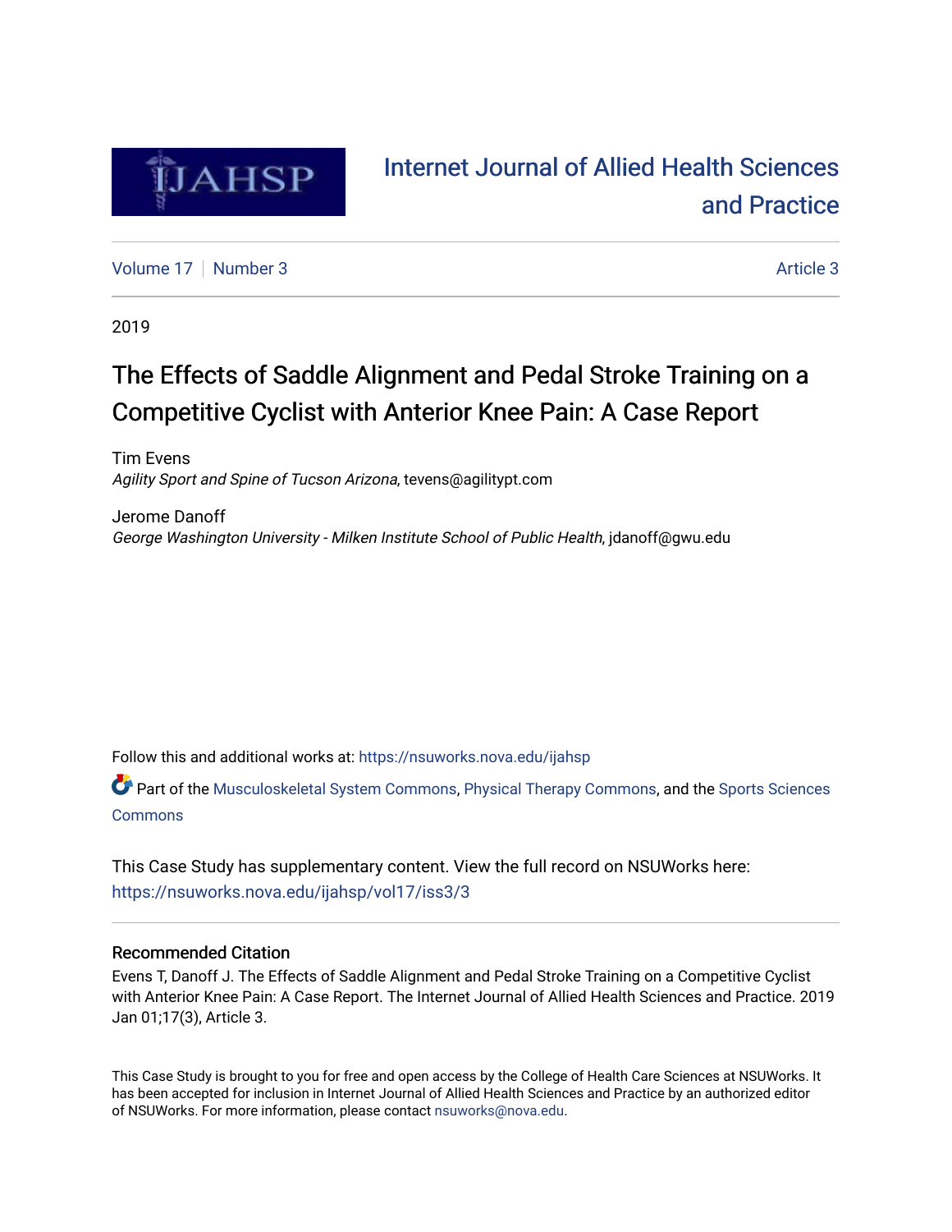# Internet Journal of Allied Health Sciences and Practice

Volume 17 | Number 3 | Article 3

2019

## The Effects of Saddle Alignment and Pedal Stroke Training on a Competitive Cyclist with Anterior Knee Pain: A Case Report

Tim Evens
*Agility Sport and Spine of Tucson Arizona*, tevens@agilitypt.com

Jerome Danoff
*George Washington University - Milken Institute School of Public Health*, jdanoff@gwu.edu

Follow this and additional works at: https://nsuworks.nova.edu/ijahsp

Part of the Musculoskeletal System Commons, Physical Therapy Commons, and the Sports Sciences Commons

This Case Study has supplementary content. View the full record on NSUWorks here: https://nsuworks.nova.edu/ijahsp/vol17/iss3/3

### Recommended Citation

Evens T, Danoff J. The Effects of Saddle Alignment and Pedal Stroke Training on a Competitive Cyclist with Anterior Knee Pain: A Case Report. The Internet Journal of Allied Health Sciences and Practice. 2019 Jan 01;17(3), Article 3.

This Case Study is brought to you for free and open access by the College of Health Care Sciences at NSUWorks. It has been accepted for inclusion in Internet Journal of Allied Health Sciences and Practice by an authorized editor of NSUWorks. For more information, please contact nsuworks@nova.edu.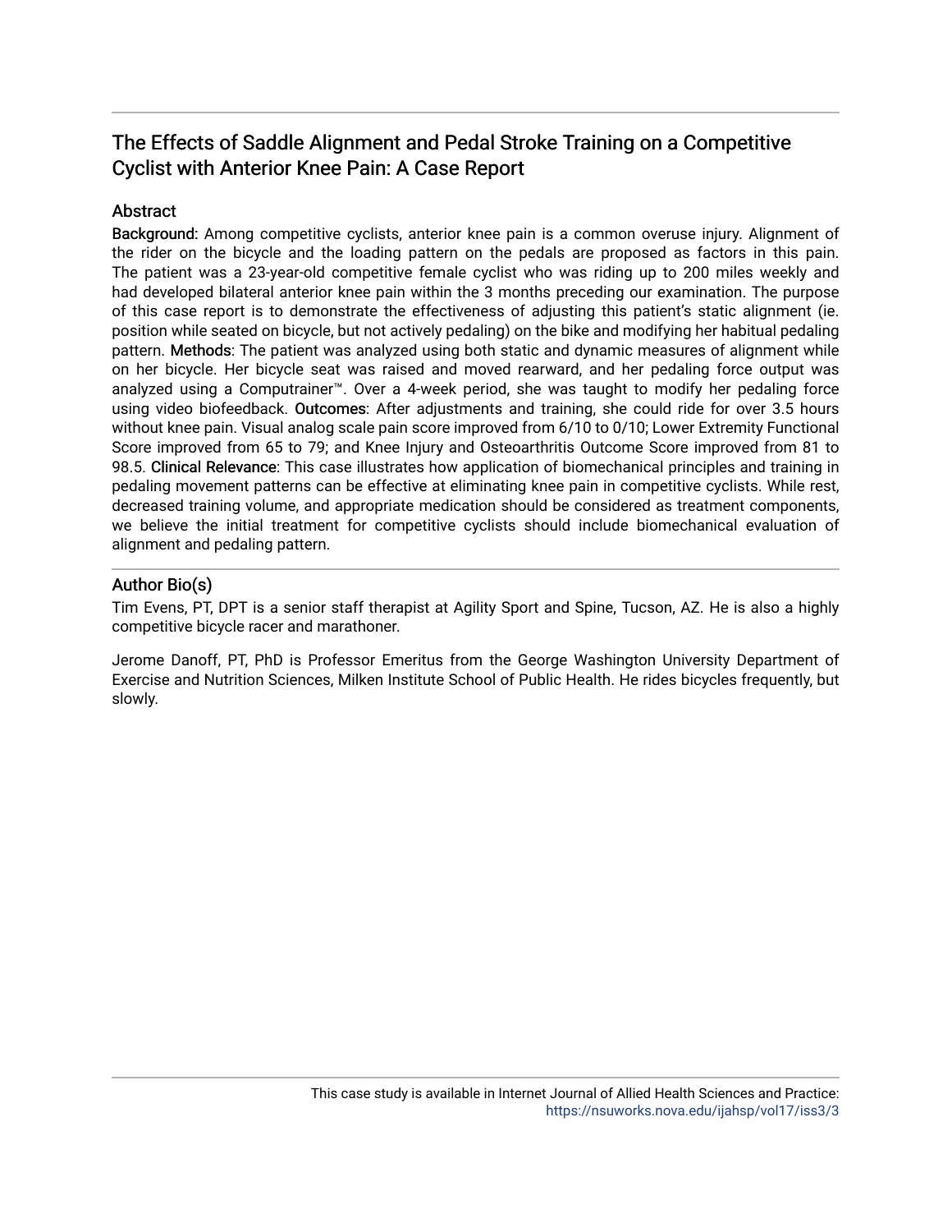## The Effects of Saddle Alignment and Pedal Stroke Training on a Competitive Cyclist with Anterior Knee Pain: A Case Report

### Abstract

**Background:** Among competitive cyclists, anterior knee pain is a common overuse injury. Alignment of the rider on the bicycle and the loading pattern on the pedals are proposed as factors in this pain. The patient was a 23-year-old competitive female cyclist who was riding up to 200 miles weekly and had developed bilateral anterior knee pain within the 3 months preceding our examination. The purpose of this case report is to demonstrate the effectiveness of adjusting this patient's static alignment (ie. position while seated on bicycle, but not actively pedaling) on the bike and modifying her habitual pedaling pattern. **Methods**: The patient was analyzed using both static and dynamic measures of alignment while on her bicycle. Her bicycle seat was raised and moved rearward, and her pedaling force output was analyzed using a Computrainer™. Over a 4-week period, she was taught to modify her pedaling force using video biofeedback. **Outcomes**: After adjustments and training, she could ride for over 3.5 hours without knee pain. Visual analog scale pain score improved from 6/10 to 0/10; Lower Extremity Functional Score improved from 65 to 79; and Knee Injury and Osteoarthritis Outcome Score improved from 81 to 98.5. **Clinical Relevance**: This case illustrates how application of biomechanical principles and training in pedaling movement patterns can be effective at eliminating knee pain in competitive cyclists. While rest, decreased training volume, and appropriate medication should be considered as treatment components, we believe the initial treatment for competitive cyclists should include biomechanical evaluation of alignment and pedaling pattern.

### Author Bio(s)

Tim Evens, PT, DPT is a senior staff therapist at Agility Sport and Spine, Tucson, AZ. He is also a highly competitive bicycle racer and marathoner.

Jerome Danoff, PT, PhD is Professor Emeritus from the George Washington University Department of Exercise and Nutrition Sciences, Milken Institute School of Public Health. He rides bicycles frequently, but slowly.

This case study is available in Internet Journal of Allied Health Sciences and Practice: https://nsuworks.nova.edu/ijahsp/vol17/iss3/3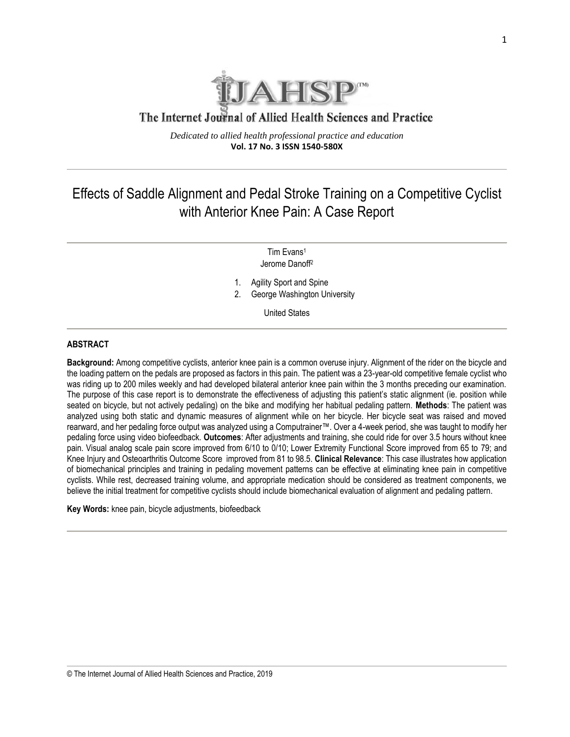# Effects of Saddle Alignment and Pedal Stroke Training on a Competitive Cyclist with Anterior Knee Pain: A Case Report

Tim Evans[1]
Jerome Danoff[2]

1. Agility Sport and Spine
2. George Washington University

United States

## ABSTRACT

**Background:** Among competitive cyclists, anterior knee pain is a common overuse injury. Alignment of the rider on the bicycle and the loading pattern on the pedals are proposed as factors in this pain. The patient was a 23-year-old competitive female cyclist who was riding up to 200 miles weekly and had developed bilateral anterior knee pain within the 3 months preceding our examination. The purpose of this case report is to demonstrate the effectiveness of adjusting this patient's static alignment (ie. position while seated on bicycle, but not actively pedaling) on the bike and modifying her habitual pedaling pattern. **Methods**: The patient was analyzed using both static and dynamic measures of alignment while on her bicycle. Her bicycle seat was raised and moved rearward, and her pedaling force output was analyzed using a Computrainer™. Over a 4-week period, she was taught to modify her pedaling force using video biofeedback. **Outcomes**: After adjustments and training, she could ride for over 3.5 hours without knee pain. Visual analog scale pain score improved from 6/10 to 0/10; Lower Extremity Functional Score improved from 65 to 79; and Knee Injury and Osteoarthritis Outcome Score improved from 81 to 98.5. **Clinical Relevance**: This case illustrates how application of biomechanical principles and training in pedaling movement patterns can be effective at eliminating knee pain in competitive cyclists. While rest, decreased training volume, and appropriate medication should be considered as treatment components, we believe the initial treatment for competitive cyclists should include biomechanical evaluation of alignment and pedaling pattern.

**Key Words:** knee pain, bicycle adjustments, biofeedback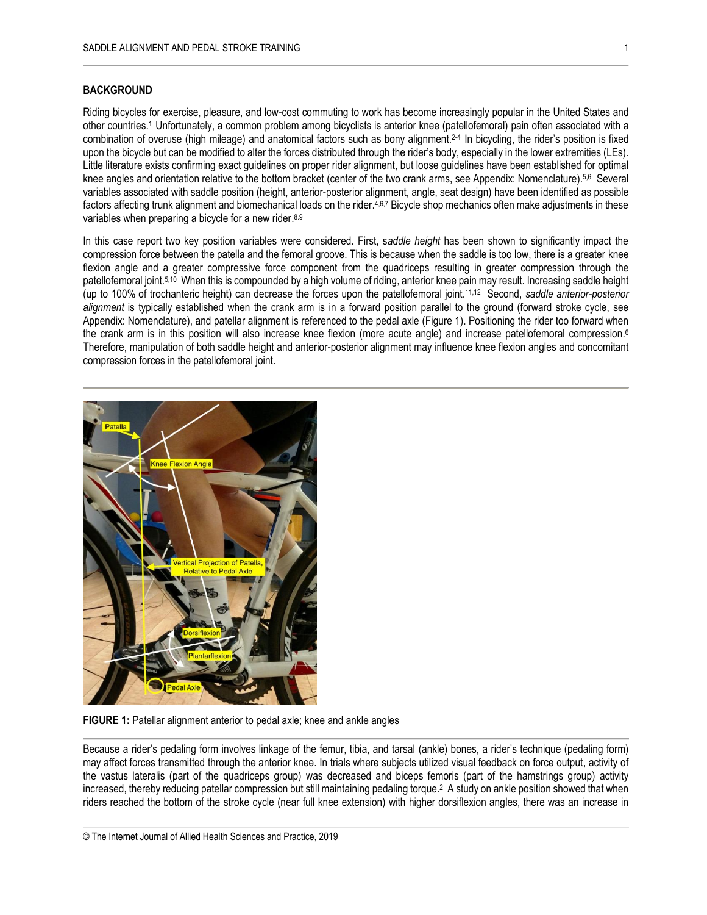## BACKGROUND

Riding bicycles for exercise, pleasure, and low-cost commuting to work has become increasingly popular in the United States and other countries.[1] Unfortunately, a common problem among bicyclists is anterior knee (patellofemoral) pain often associated with a combination of overuse (high mileage) and anatomical factors such as bony alignment.[2-4] In bicycling, the rider's position is fixed upon the bicycle but can be modified to alter the forces distributed through the rider's body, especially in the lower extremities (LEs). Little literature exists confirming exact guidelines on proper rider alignment, but loose guidelines have been established for optimal knee angles and orientation relative to the bottom bracket (center of the two crank arms, see Appendix: Nomenclature).[5,6] Several variables associated with saddle position (height, anterior-posterior alignment, angle, seat design) have been identified as possible factors affecting trunk alignment and biomechanical loads on the rider.[4,6,7] Bicycle shop mechanics often make adjustments in these variables when preparing a bicycle for a new rider.[8,9]

In this case report two key position variables were considered. First, s*addle height* has been shown to significantly impact the compression force between the patella and the femoral groove. This is because when the saddle is too low, there is a greater knee flexion angle and a greater compressive force component from the quadriceps resulting in greater compression through the patellofemoral joint.[5,10] When this is compounded by a high volume of riding, anterior knee pain may result. Increasing saddle height (up to 100% of trochanteric height) can decrease the forces upon the patellofemoral joint.[11,12] Second, *saddle anterior-posterior alignment* is typically established when the crank arm is in a forward position parallel to the ground (forward stroke cycle, see Appendix: Nomenclature), and patellar alignment is referenced to the pedal axle (Figure 1). Positioning the rider too forward when the crank arm is in this position will also increase knee flexion (more acute angle) and increase patellofemoral compression.[6] Therefore, manipulation of both saddle height and anterior-posterior alignment may influence knee flexion angles and concomitant compression forces in the patellofemoral joint.

**FIGURE 1:** Patellar alignment anterior to pedal axle; knee and ankle angles

Because a rider's pedaling form involves linkage of the femur, tibia, and tarsal (ankle) bones, a rider's technique (pedaling form) may affect forces transmitted through the anterior knee. In trials where subjects utilized visual feedback on force output, activity of the vastus lateralis (part of the quadriceps group) was decreased and biceps femoris (part of the hamstrings group) activity increased, thereby reducing patellar compression but still maintaining pedaling torque.[2] A study on ankle position showed that when riders reached the bottom of the stroke cycle (near full knee extension) with higher dorsiflexion angles, there was an increase in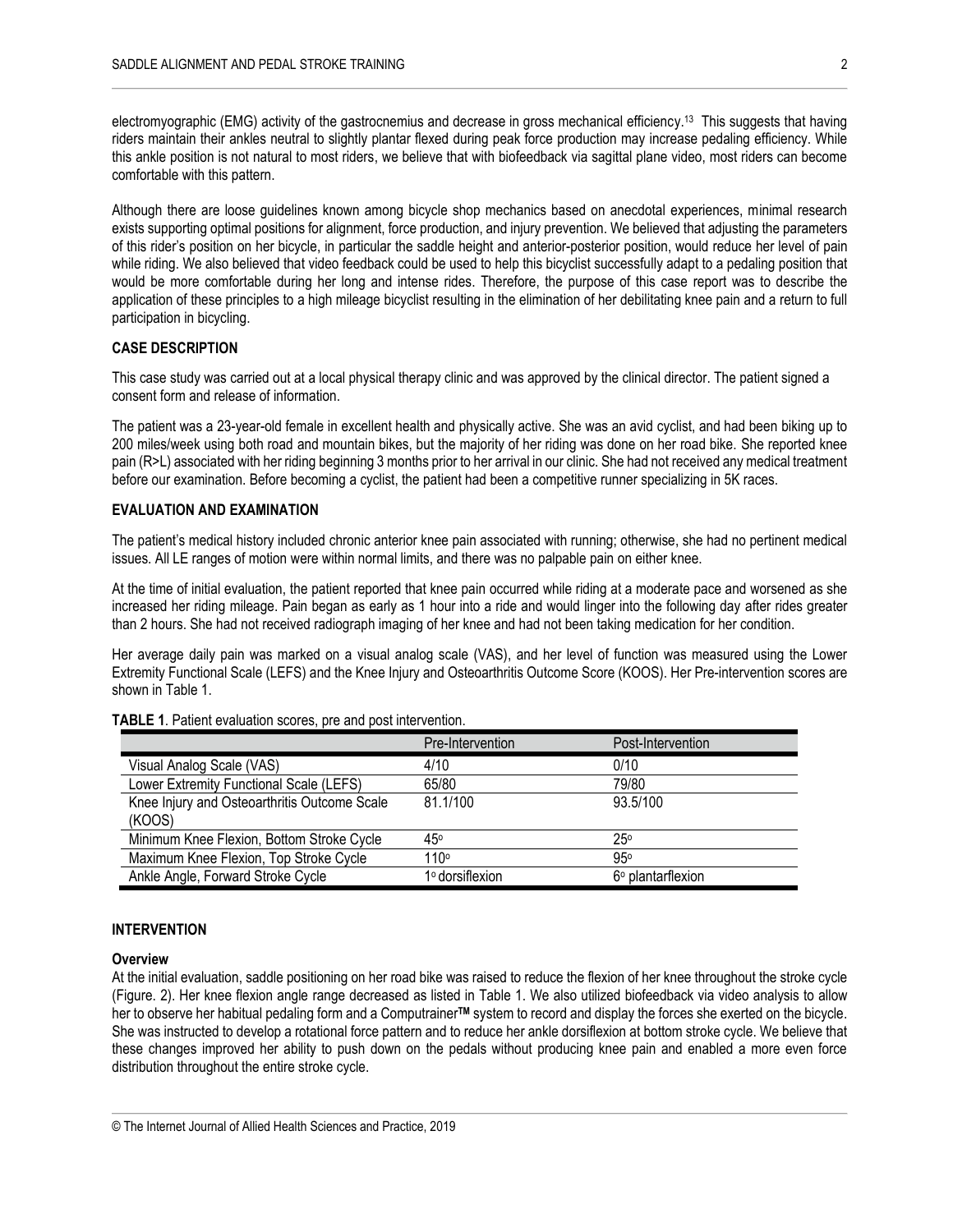electromyographic (EMG) activity of the gastrocnemius and decrease in gross mechanical efficiency.[13] This suggests that having riders maintain their ankles neutral to slightly plantar flexed during peak force production may increase pedaling efficiency. While this ankle position is not natural to most riders, we believe that with biofeedback via sagittal plane video, most riders can become comfortable with this pattern.

Although there are loose guidelines known among bicycle shop mechanics based on anecdotal experiences, minimal research exists supporting optimal positions for alignment, force production, and injury prevention. We believed that adjusting the parameters of this rider's position on her bicycle, in particular the saddle height and anterior-posterior position, would reduce her level of pain while riding. We also believed that video feedback could be used to help this bicyclist successfully adapt to a pedaling position that would be more comfortable during her long and intense rides. Therefore, the purpose of this case report was to describe the application of these principles to a high mileage bicyclist resulting in the elimination of her debilitating knee pain and a return to full participation in bicycling.

## CASE DESCRIPTION

This case study was carried out at a local physical therapy clinic and was approved by the clinical director. The patient signed a consent form and release of information.

The patient was a 23-year-old female in excellent health and physically active. She was an avid cyclist, and had been biking up to 200 miles/week using both road and mountain bikes, but the majority of her riding was done on her road bike. She reported knee pain (R>L) associated with her riding beginning 3 months prior to her arrival in our clinic. She had not received any medical treatment before our examination. Before becoming a cyclist, the patient had been a competitive runner specializing in 5K races.

## EVALUATION AND EXAMINATION

The patient's medical history included chronic anterior knee pain associated with running; otherwise, she had no pertinent medical issues. All LE ranges of motion were within normal limits, and there was no palpable pain on either knee.

At the time of initial evaluation, the patient reported that knee pain occurred while riding at a moderate pace and worsened as she increased her riding mileage. Pain began as early as 1 hour into a ride and would linger into the following day after rides greater than 2 hours. She had not received radiograph imaging of her knee and had not been taking medication for her condition.

Her average daily pain was marked on a visual analog scale (VAS), and her level of function was measured using the Lower Extremity Functional Scale (LEFS) and the Knee Injury and Osteoarthritis Outcome Score (KOOS). Her Pre-intervention scores are shown in Table 1.

**TABLE 1**. Patient evaluation scores, pre and post intervention.

| | Pre-Intervention | Post-Intervention |
|---|---|---|
| Visual Analog Scale (VAS) | 4/10 | 0/10 |
| Lower Extremity Functional Scale (LEFS) | 65/80 | 79/80 |
| Knee Injury and Osteoarthritis Outcome Scale (KOOS) | 81.1/100 | 93.5/100 |
| Minimum Knee Flexion, Bottom Stroke Cycle | 45° | 25° |
| Maximum Knee Flexion, Top Stroke Cycle | 110° | 95° |
| Ankle Angle, Forward Stroke Cycle | 1° dorsiflexion | 6° plantarflexion |

## INTERVENTION

### Overview

At the initial evaluation, saddle positioning on her road bike was raised to reduce the flexion of her knee throughout the stroke cycle (Figure. 2). Her knee flexion angle range decreased as listed in Table 1. We also utilized biofeedback via video analysis to allow her to observe her habitual pedaling form and a Computrainer™ system to record and display the forces she exerted on the bicycle. She was instructed to develop a rotational force pattern and to reduce her ankle dorsiflexion at bottom stroke cycle. We believe that these changes improved her ability to push down on the pedals without producing knee pain and enabled a more even force distribution throughout the entire stroke cycle.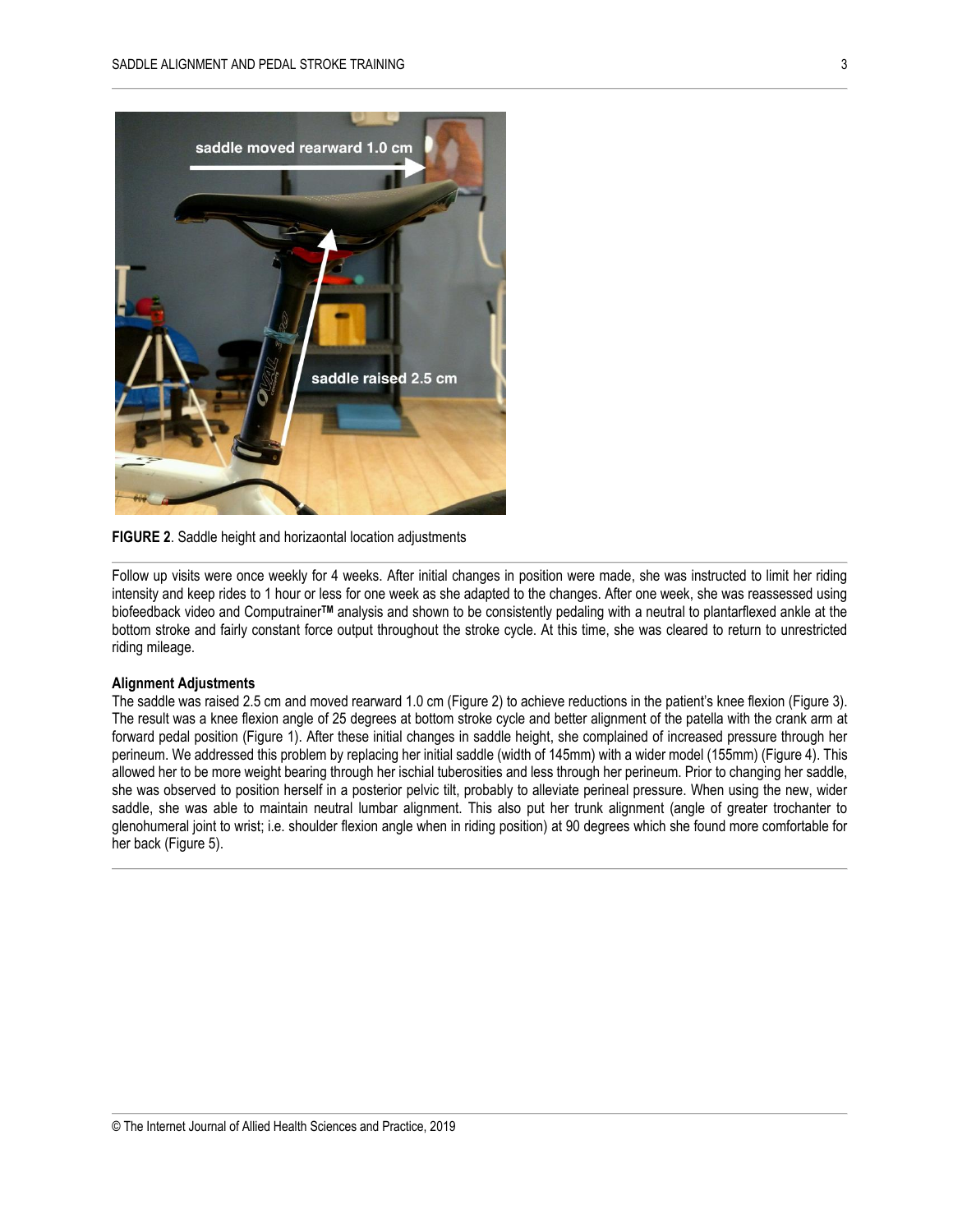FIGURE 2. Saddle height and horizaontal location adjustments

Follow up visits were once weekly for 4 weeks. After initial changes in position were made, she was instructed to limit her riding intensity and keep rides to 1 hour or less for one week as she adapted to the changes. After one week, she was reassessed using biofeedback video and Computrainer™ analysis and shown to be consistently pedaling with a neutral to plantarflexed ankle at the bottom stroke and fairly constant force output throughout the stroke cycle. At this time, she was cleared to return to unrestricted riding mileage.

**Alignment Adjustments**

The saddle was raised 2.5 cm and moved rearward 1.0 cm (Figure 2) to achieve reductions in the patient's knee flexion (Figure 3). The result was a knee flexion angle of 25 degrees at bottom stroke cycle and better alignment of the patella with the crank arm at forward pedal position (Figure 1). After these initial changes in saddle height, she complained of increased pressure through her perineum. We addressed this problem by replacing her initial saddle (width of 145mm) with a wider model (155mm) (Figure 4). This allowed her to be more weight bearing through her ischial tuberosities and less through her perineum. Prior to changing her saddle, she was observed to position herself in a posterior pelvic tilt, probably to alleviate perineal pressure. When using the new, wider saddle, she was able to maintain neutral lumbar alignment. This also put her trunk alignment (angle of greater trochanter to glenohumeral joint to wrist; i.e. shoulder flexion angle when in riding position) at 90 degrees which she found more comfortable for her back (Figure 5).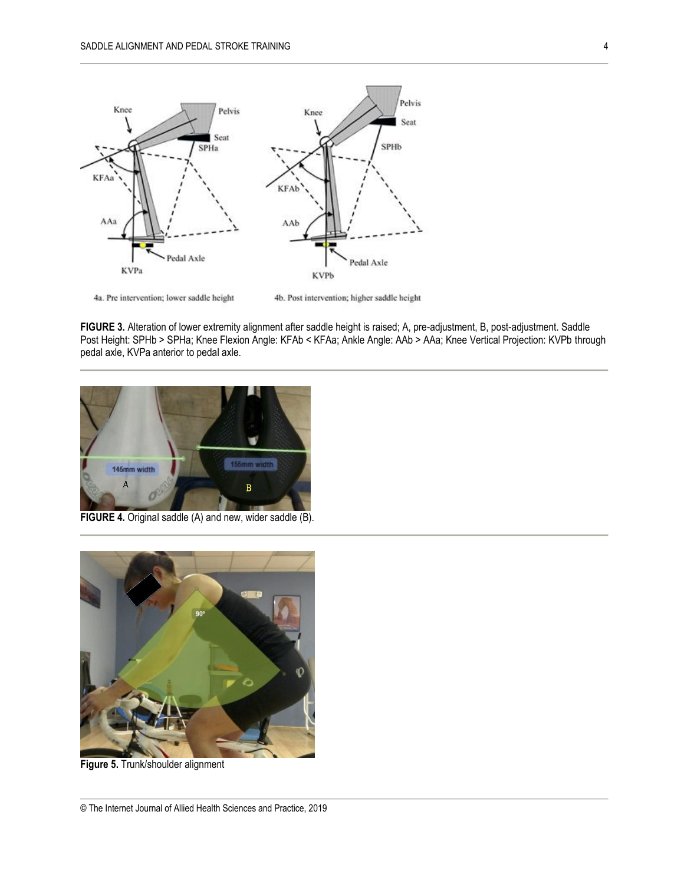FIGURE 3. Alteration of lower extremity alignment after saddle height is raised; A, pre-adjustment, B, post-adjustment. Saddle Post Height: SPHb > SPHa; Knee Flexion Angle: KFAb < KFAa; Ankle Angle: AAb > AAa; Knee Vertical Projection: KVPb through pedal axle, KVPa anterior to pedal axle.

FIGURE 4. Original saddle (A) and new, wider saddle (B).

Figure 5. Trunk/shoulder alignment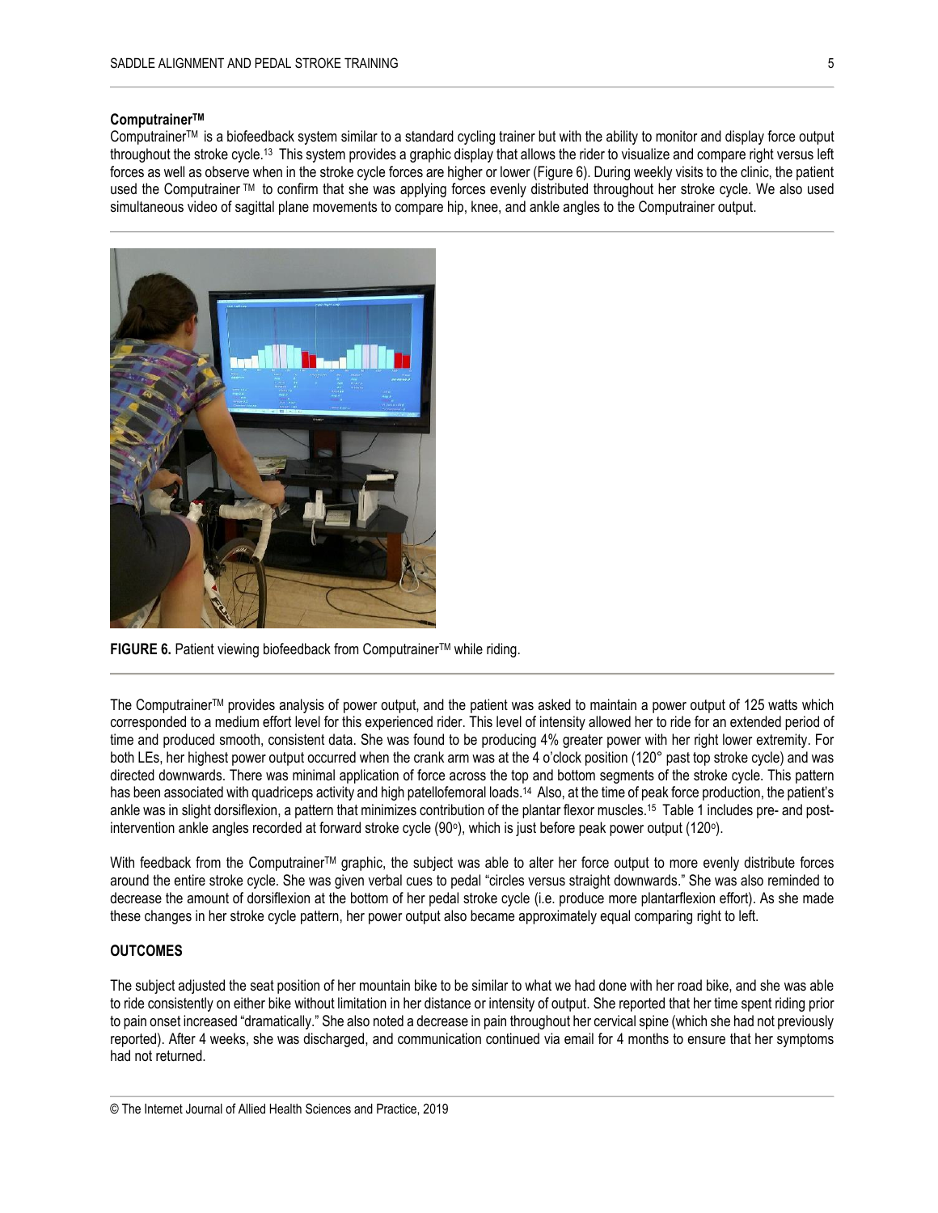**Computrainer™**

Computrainer™ is a biofeedback system similar to a standard cycling trainer but with the ability to monitor and display force output throughout the stroke cycle.[13] This system provides a graphic display that allows the rider to visualize and compare right versus left forces as well as observe when in the stroke cycle forces are higher or lower (Figure 6). During weekly visits to the clinic, the patient used the Computrainer ™ to confirm that she was applying forces evenly distributed throughout her stroke cycle. We also used simultaneous video of sagittal plane movements to compare hip, knee, and ankle angles to the Computrainer output.

**FIGURE 6.** Patient viewing biofeedback from Computrainer™ while riding.

The Computrainer™ provides analysis of power output, and the patient was asked to maintain a power output of 125 watts which corresponded to a medium effort level for this experienced rider. This level of intensity allowed her to ride for an extended period of time and produced smooth, consistent data. She was found to be producing 4% greater power with her right lower extremity. For both LEs, her highest power output occurred when the crank arm was at the 4 o'clock position (120° past top stroke cycle) and was directed downwards. There was minimal application of force across the top and bottom segments of the stroke cycle. This pattern has been associated with quadriceps activity and high patellofemoral loads.[14] Also, at the time of peak force production, the patient's ankle was in slight dorsiflexion, a pattern that minimizes contribution of the plantar flexor muscles.[15] Table 1 includes pre- and post-intervention ankle angles recorded at forward stroke cycle (90°), which is just before peak power output (120°).

With feedback from the Computrainer™ graphic, the subject was able to alter her force output to more evenly distribute forces around the entire stroke cycle. She was given verbal cues to pedal "circles versus straight downwards." She was also reminded to decrease the amount of dorsiflexion at the bottom of her pedal stroke cycle (i.e. produce more plantarflexion effort). As she made these changes in her stroke cycle pattern, her power output also became approximately equal comparing right to left.

## OUTCOMES

The subject adjusted the seat position of her mountain bike to be similar to what we had done with her road bike, and she was able to ride consistently on either bike without limitation in her distance or intensity of output. She reported that her time spent riding prior to pain onset increased "dramatically." She also noted a decrease in pain throughout her cervical spine (which she had not previously reported). After 4 weeks, she was discharged, and communication continued via email for 4 months to ensure that her symptoms had not returned.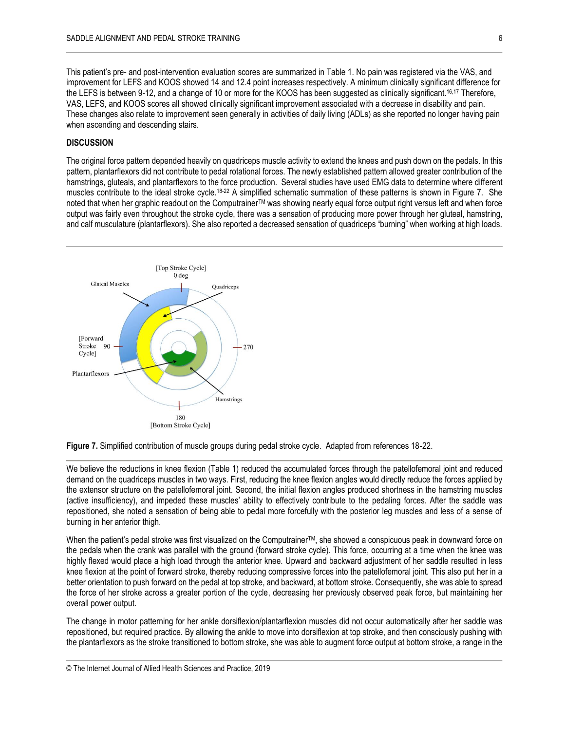This patient's pre- and post-intervention evaluation scores are summarized in Table 1. No pain was registered via the VAS, and improvement for LEFS and KOOS showed 14 and 12.4 point increases respectively. A minimum clinically significant difference for the LEFS is between 9-12, and a change of 10 or more for the KOOS has been suggested as clinically significant.[16,17] Therefore, VAS, LEFS, and KOOS scores all showed clinically significant improvement associated with a decrease in disability and pain. These changes also relate to improvement seen generally in activities of daily living (ADLs) as she reported no longer having pain when ascending and descending stairs.

## DISCUSSION

The original force pattern depended heavily on quadriceps muscle activity to extend the knees and push down on the pedals. In this pattern, plantarflexors did not contribute to pedal rotational forces. The newly established pattern allowed greater contribution of the hamstrings, gluteals, and plantarflexors to the force production. Several studies have used EMG data to determine where different muscles contribute to the ideal stroke cycle.[18-22] A simplified schematic summation of these patterns is shown in Figure 7. She noted that when her graphic readout on the Computrainer™ was showing nearly equal force output right versus left and when force output was fairly even throughout the stroke cycle, there was a sensation of producing more power through her gluteal, hamstring, and calf musculature (plantarflexors). She also reported a decreased sensation of quadriceps "burning" when working at high loads.

**Figure 7.** Simplified contribution of muscle groups during pedal stroke cycle. Adapted from references 18-22.

We believe the reductions in knee flexion (Table 1) reduced the accumulated forces through the patellofemoral joint and reduced demand on the quadriceps muscles in two ways. First, reducing the knee flexion angles would directly reduce the forces applied by the extensor structure on the patellofemoral joint. Second, the initial flexion angles produced shortness in the hamstring muscles (active insufficiency), and impeded these muscles' ability to effectively contribute to the pedaling forces. After the saddle was repositioned, she noted a sensation of being able to pedal more forcefully with the posterior leg muscles and less of a sense of burning in her anterior thigh.

When the patient's pedal stroke was first visualized on the Computrainer™, she showed a conspicuous peak in downward force on the pedals when the crank was parallel with the ground (forward stroke cycle). This force, occurring at a time when the knee was highly flexed would place a high load through the anterior knee. Upward and backward adjustment of her saddle resulted in less knee flexion at the point of forward stroke, thereby reducing compressive forces into the patellofemoral joint. This also put her in a better orientation to push forward on the pedal at top stroke, and backward, at bottom stroke. Consequently, she was able to spread the force of her stroke across a greater portion of the cycle, decreasing her previously observed peak force, but maintaining her overall power output.

The change in motor patterning for her ankle dorsiflexion/plantarflexion muscles did not occur automatically after her saddle was repositioned, but required practice. By allowing the ankle to move into dorsiflexion at top stroke, and then consciously pushing with the plantarflexors as the stroke transitioned to bottom stroke, she was able to augment force output at bottom stroke, a range in the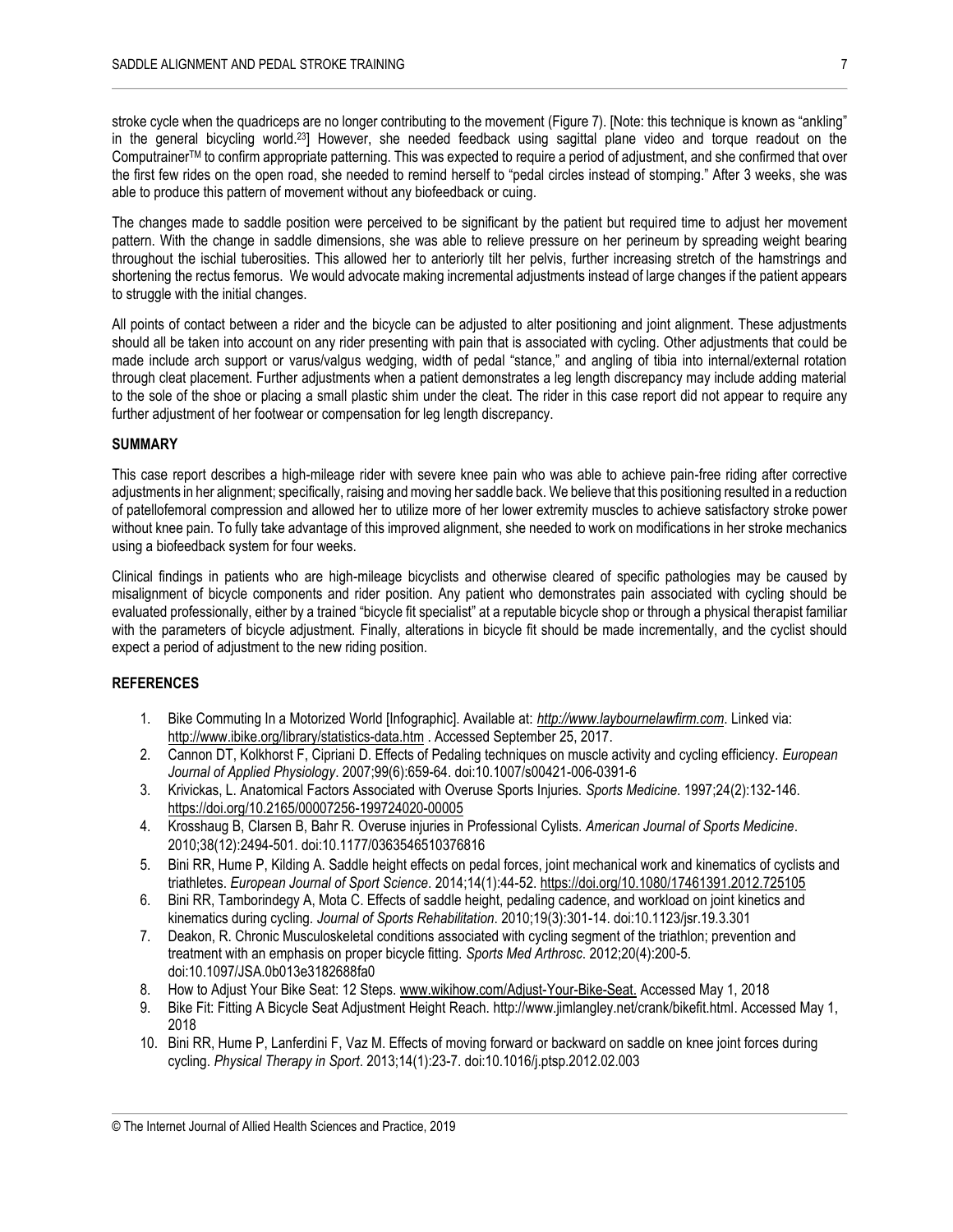stroke cycle when the quadriceps are no longer contributing to the movement (Figure 7). [Note: this technique is known as "ankling" in the general bicycling world.[23]] However, she needed feedback using sagittal plane video and torque readout on the Computrainer™ to confirm appropriate patterning. This was expected to require a period of adjustment, and she confirmed that over the first few rides on the open road, she needed to remind herself to "pedal circles instead of stomping." After 3 weeks, she was able to produce this pattern of movement without any biofeedback or cuing.

The changes made to saddle position were perceived to be significant by the patient but required time to adjust her movement pattern. With the change in saddle dimensions, she was able to relieve pressure on her perineum by spreading weight bearing throughout the ischial tuberosities. This allowed her to anteriorly tilt her pelvis, further increasing stretch of the hamstrings and shortening the rectus femorus. We would advocate making incremental adjustments instead of large changes if the patient appears to struggle with the initial changes.

All points of contact between a rider and the bicycle can be adjusted to alter positioning and joint alignment. These adjustments should all be taken into account on any rider presenting with pain that is associated with cycling. Other adjustments that could be made include arch support or varus/valgus wedging, width of pedal "stance," and angling of tibia into internal/external rotation through cleat placement. Further adjustments when a patient demonstrates a leg length discrepancy may include adding material to the sole of the shoe or placing a small plastic shim under the cleat. The rider in this case report did not appear to require any further adjustment of her footwear or compensation for leg length discrepancy.

## SUMMARY

This case report describes a high-mileage rider with severe knee pain who was able to achieve pain-free riding after corrective adjustments in her alignment; specifically, raising and moving her saddle back. We believe that this positioning resulted in a reduction of patellofemoral compression and allowed her to utilize more of her lower extremity muscles to achieve satisfactory stroke power without knee pain. To fully take advantage of this improved alignment, she needed to work on modifications in her stroke mechanics using a biofeedback system for four weeks.

Clinical findings in patients who are high-mileage bicyclists and otherwise cleared of specific pathologies may be caused by misalignment of bicycle components and rider position. Any patient who demonstrates pain associated with cycling should be evaluated professionally, either by a trained "bicycle fit specialist" at a reputable bicycle shop or through a physical therapist familiar with the parameters of bicycle adjustment. Finally, alterations in bicycle fit should be made incrementally, and the cyclist should expect a period of adjustment to the new riding position.

## REFERENCES

1. Bike Commuting In a Motorized World [Infographic]. Available at: *http://www.laybournelawfirm.com*. Linked via: http://www.ibike.org/library/statistics-data.htm . Accessed September 25, 2017.
2. Cannon DT, Kolkhorst F, Cipriani D. Effects of Pedaling techniques on muscle activity and cycling efficiency. *European Journal of Applied Physiology*. 2007;99(6):659-64. doi:10.1007/s00421-006-0391-6
3. Krivickas, L. Anatomical Factors Associated with Overuse Sports Injuries. *Sports Medicine*. 1997;24(2):132-146. https://doi.org/10.2165/00007256-199724020-00005
4. Krosshaug B, Clarsen B, Bahr R. Overuse injuries in Professional Cylists. *American Journal of Sports Medicine*. 2010;38(12):2494-501. doi:10.1177/0363546510376816
5. Bini RR, Hume P, Kilding A. Saddle height effects on pedal forces, joint mechanical work and kinematics of cyclists and triathletes. *European Journal of Sport Science*. 2014;14(1):44-52. https://doi.org/10.1080/17461391.2012.725105
6. Bini RR, Tamborindegy A, Mota C. Effects of saddle height, pedaling cadence, and workload on joint kinetics and kinematics during cycling. *Journal of Sports Rehabilitation*. 2010;19(3):301-14. doi:10.1123/jsr.19.3.301
7. Deakon, R. Chronic Musculoskeletal conditions associated with cycling segment of the triathlon; prevention and treatment with an emphasis on proper bicycle fitting. *Sports Med Arthrosc*. 2012;20(4):200-5. doi:10.1097/JSA.0b013e3182688fa0
8. How to Adjust Your Bike Seat: 12 Steps. www.wikihow.com/Adjust-Your-Bike-Seat. Accessed May 1, 2018
9. Bike Fit: Fitting A Bicycle Seat Adjustment Height Reach. http://www.jimlangley.net/crank/bikefit.html. Accessed May 1, 2018
10. Bini RR, Hume P, Lanferdini F, Vaz M. Effects of moving forward or backward on saddle on knee joint forces during cycling. *Physical Therapy in Sport*. 2013;14(1):23-7. doi:10.1016/j.ptsp.2012.02.003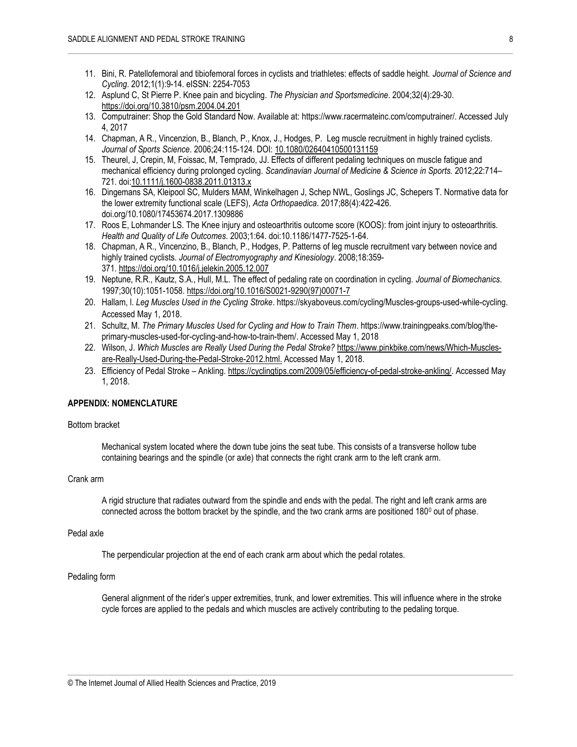11. Bini, R. Patellofemoral and tibiofemoral forces in cyclists and triathletes: effects of saddle height. *Journal of Science and Cycling*. 2012;1(1):9-14. eISSN: 2254-7053
12. Asplund C, St Pierre P. Knee pain and bicycling. *The Physician and Sportsmedicine*. 2004;32(4):29-30. https://doi.org/10.3810/psm.2004.04.201
13. Computrainer: Shop the Gold Standard Now. Available at: https://www.racermateinc.com/computrainer/. Accessed July 4, 2017
14. Chapman, A R., Vincenzion, B., Blanch, P., Knox, J., Hodges, P. Leg muscle recruitment in highly trained cyclists. *Journal of Sports Science*. 2006;24:115-124. DOI: 10.1080/02640410500131159
15. Theurel, J, Crepin, M, Foissac, M, Temprado, JJ. Effects of different pedaling techniques on muscle fatigue and mechanical efficiency during prolonged cycling. *Scandinavian Journal of Medicine & Science in Sports.* 2012;22:714–721. doi:10.1111/j.1600-0838.2011.01313.x
16. Dingemans SA, Kleipool SC, Mulders MAM, Winkelhagen J, Schep NWL, Goslings JC, Schepers T. Normative data for the lower extremity functional scale (LEFS), *Acta Orthopaedica*. 2017;88(4):422-426. doi.org/10.1080/17453674.2017.1309886
17. Roos E, Lohmander LS. The Knee injury and osteoarthritis outcome score (KOOS): from joint injury to osteoarthritis. *Health and Quality of Life Outcomes*. 2003;1:64. doi:10.1186/1477-7525-1-64.
18. Chapman, A R., Vincenzino, B., Blanch, P., Hodges, P. Patterns of leg muscle recruitment vary between novice and highly trained cyclists. *Journal of Electromyography and Kinesiology*. 2008;18:359-371. https://doi.org/10.1016/j.jelekin.2005.12.007
19. Neptune, R.R., Kautz, S.A., Hull, M.L. The effect of pedaling rate on coordination in cycling. *Journal of Biomechanics*. 1997;30(10):1051-1058. https://doi.org/10.1016/S0021-9290(97)00071-7
20. Hallam, I. *Leg Muscles Used in the Cycling Stroke*. https://skyaboveus.com/cycling/Muscles-groups-used-while-cycling. Accessed May 1, 2018.
21. Schultz, M. *The Primary Muscles Used for Cycling and How to Train Them*. https://www.trainingpeaks.com/blog/the-primary-muscles-used-for-cycling-and-how-to-train-them/. Accessed May 1, 2018
22. Wilson, J. *Which Muscles are Really Used During the Pedal Stroke?* https://www.pinkbike.com/news/Which-Muscles-are-Really-Used-During-the-Pedal-Stroke-2012.html. Accessed May 1, 2018.
23. Efficiency of Pedal Stroke – Ankling. https://cyclingtips.com/2009/05/efficiency-of-pedal-stroke-ankling/. Accessed May 1, 2018.

## APPENDIX: NOMENCLATURE

Bottom bracket

> Mechanical system located where the down tube joins the seat tube. This consists of a transverse hollow tube containing bearings and the spindle (or axle) that connects the right crank arm to the left crank arm.

Crank arm

> A rigid structure that radiates outward from the spindle and ends with the pedal. The right and left crank arms are connected across the bottom bracket by the spindle, and the two crank arms are positioned $180^0$ out of phase.

Pedal axle

> The perpendicular projection at the end of each crank arm about which the pedal rotates.

Pedaling form

> General alignment of the rider's upper extremities, trunk, and lower extremities. This will influence where in the stroke cycle forces are applied to the pedals and which muscles are actively contributing to the pedaling torque.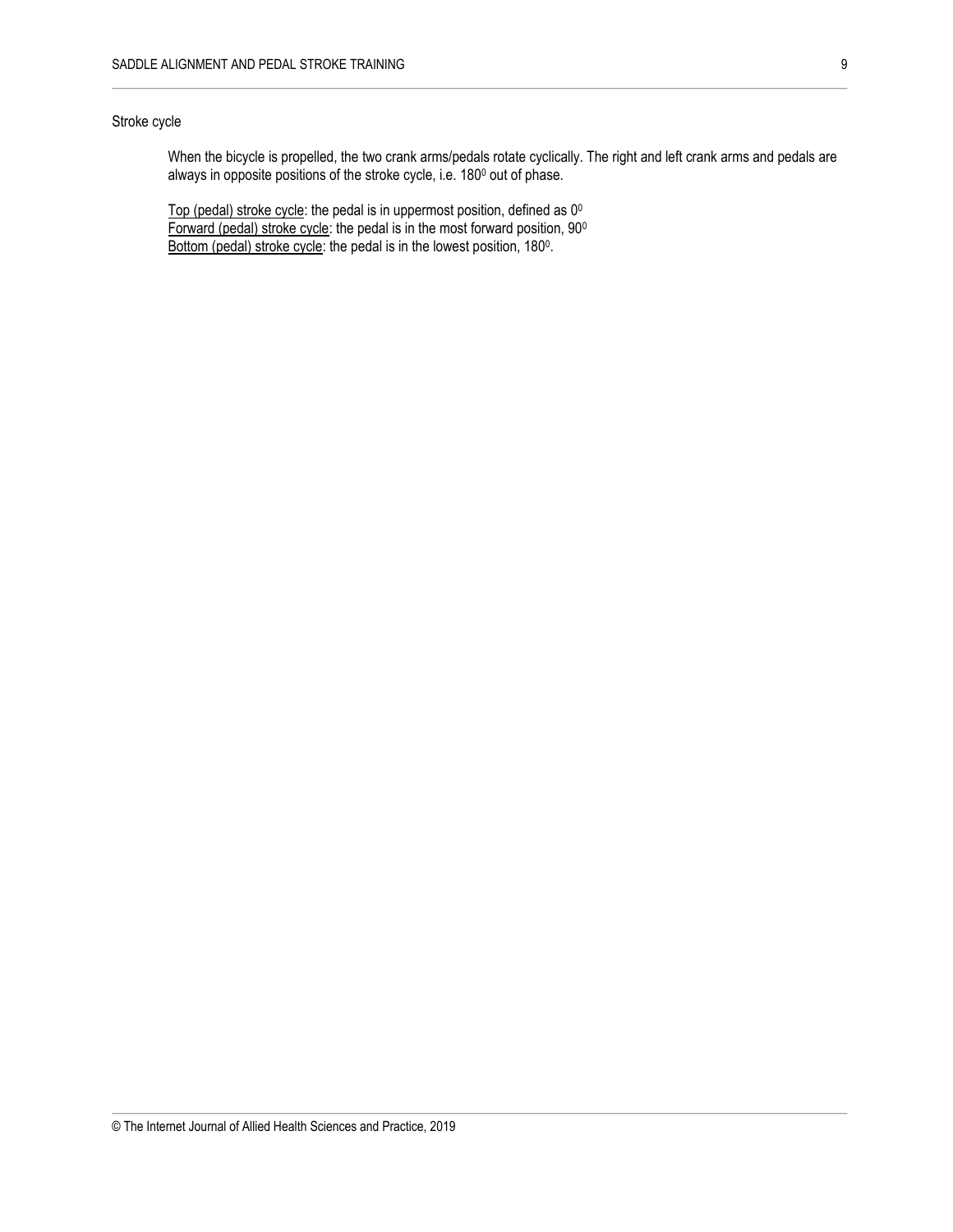Stroke cycle

When the bicycle is propelled, the two crank arms/pedals rotate cyclically. The right and left crank arms and pedals are always in opposite positions of the stroke cycle, i.e. $180^0$ out of phase.

Top (pedal) stroke cycle: the pedal is in uppermost position, defined as $0^0$
Forward (pedal) stroke cycle: the pedal is in the most forward position, $90^0$
Bottom (pedal) stroke cycle: the pedal is in the lowest position, $180^0$.